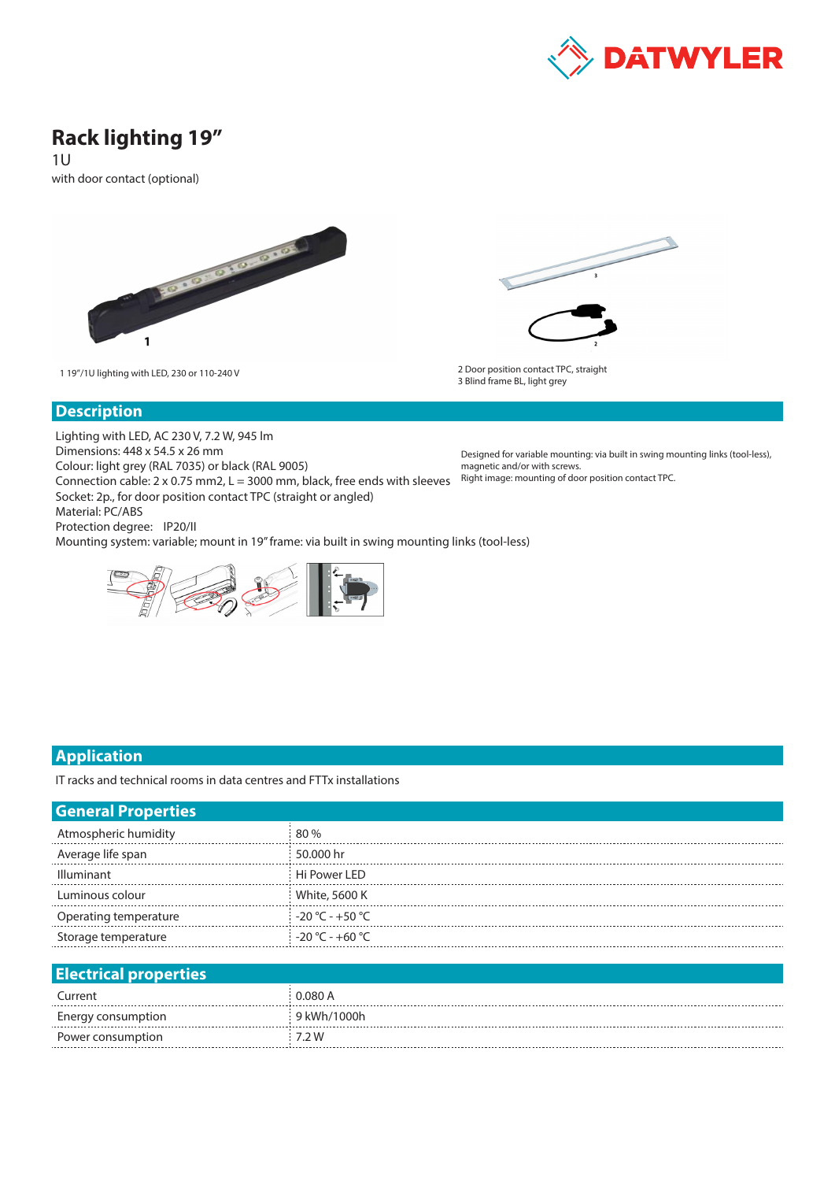# Rack lighting 19”

1U

with door contact (optional)

1 19”/1U lighting with LED, 230 or 110-240 V

2 Door position contact TPC, straight
3 Blind frame BL, light grey

## Description

Lighting with LED, AC 230 V, 7.2 W, 945 lm
Dimensions: 448 x 54.5 x 26 mm
Colour: light grey (RAL 7035) or black (RAL 9005)
Connection cable: 2 x 0.75 mm2, L = 3000 mm, black, free ends with sleeves
Socket: 2p., for door position contact TPC (straight or angled)
Material: PC/ABS
Protection degree: IP20/II
Mounting system: variable; mount in 19” frame: via built in swing mounting links (tool-less)

Designed for variable mounting: via built in swing mounting links (tool-less), magnetic and/or with screws.
Right image: mounting of door position contact TPC.

## Application

IT racks and technical rooms in data centres and FTTx installations

## General Properties

| | |
|---|---|
| Atmospheric humidity | 80 % |
| Average life span | 50.000 hr |
| Illuminant | Hi Power LED |
| Luminous colour | White, 5600 K |
| Operating temperature | -20 °C - +50 °C |
| Storage temperature | -20 °C - +60 °C |

## Electrical properties

| | |
|---|---|
| Current | 0.080 A |
| Energy consumption | 9 kWh/1000h |
| Power consumption | 7.2 W |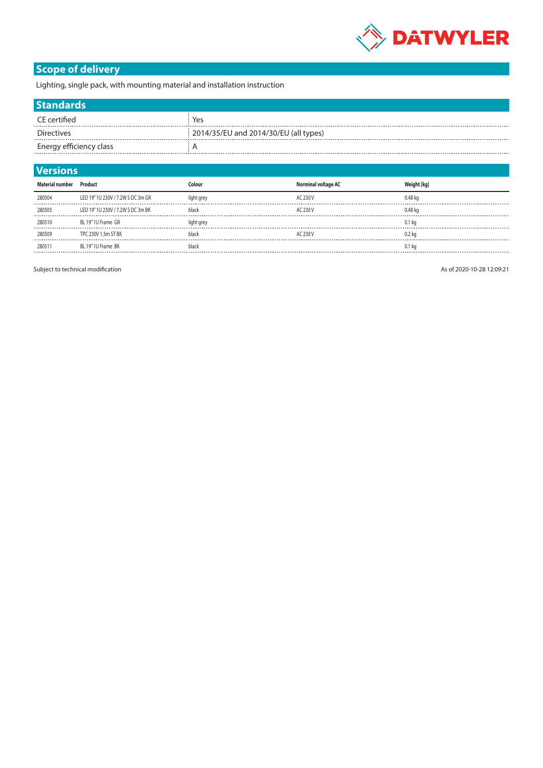## Scope of delivery

Lighting, single pack, with mounting material and installation instruction

## Standards

| | |
|---|---|
| CE certified | Yes |
| Directives | 2014/35/EU and 2014/30/EU (all types) |
| Energy efficiency class | A |

## Versions

| Material number | Product | Colour | Norminal voltage AC | Weight [kg] |
|---|---|---|---|---|
| 280504 | LED 19" 1U 230V / 7.2W S DC 3m GR | light grey | AC 230 V | 0.48 kg |
| 280505 | LED 19" 1U 230V / 7.2W S DC 3m BK | black | AC 230 V | 0.48 kg |
| 280510 | BL 19" 1U Frame GR | light grey | | 0.1 kg |
| 280509 | TPC 230V 1.5m ST BK | black | AC 230 V | 0.2 kg |
| 280511 | BL 19" 1U Frame BK | black | | 0.1 kg |

Subject to technical modification

As of 2020-10-28 12:09:21